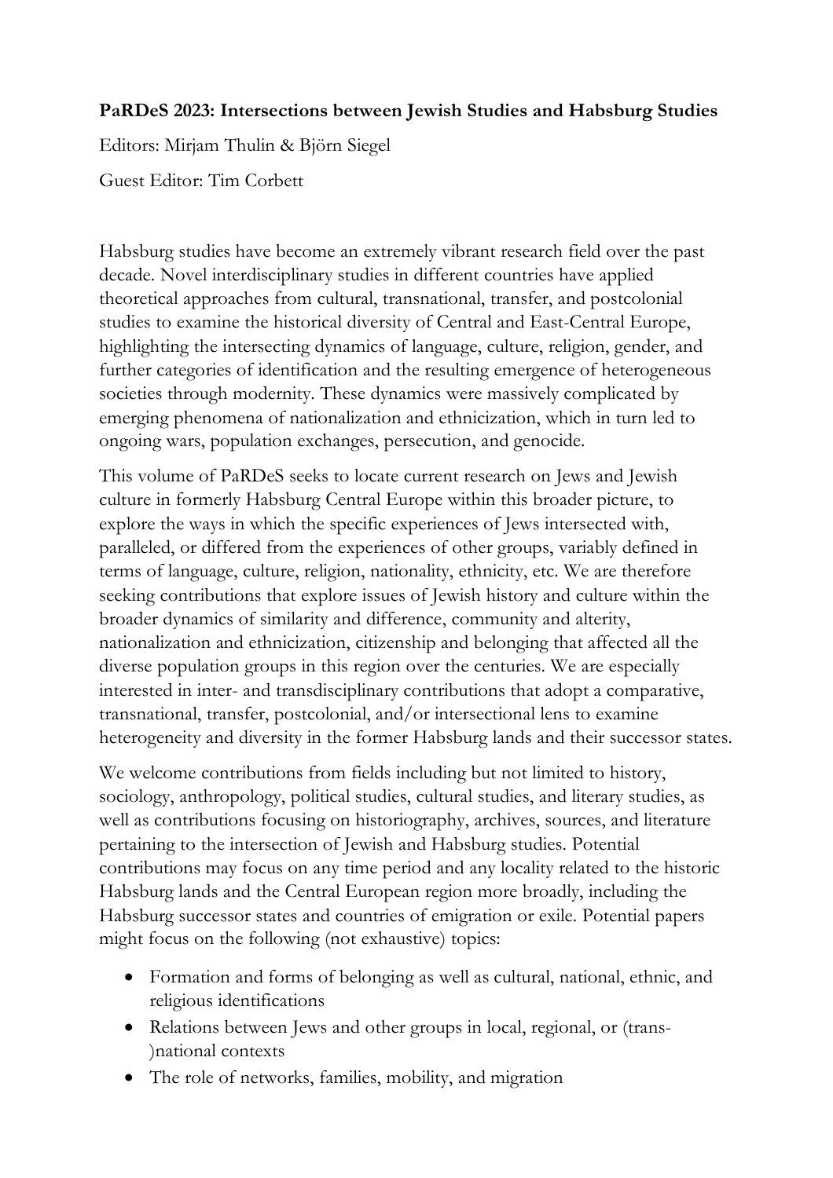**PaRDeS 2023: Intersections between Jewish Studies and Habsburg Studies**

Editors: Mirjam Thulin & Björn Siegel

Guest Editor: Tim Corbett

Habsburg studies have become an extremely vibrant research field over the past decade. Novel interdisciplinary studies in different countries have applied theoretical approaches from cultural, transnational, transfer, and postcolonial studies to examine the historical diversity of Central and East-Central Europe, highlighting the intersecting dynamics of language, culture, religion, gender, and further categories of identification and the resulting emergence of heterogeneous societies through modernity. These dynamics were massively complicated by emerging phenomena of nationalization and ethnicization, which in turn led to ongoing wars, population exchanges, persecution, and genocide.

This volume of PaRDeS seeks to locate current research on Jews and Jewish culture in formerly Habsburg Central Europe within this broader picture, to explore the ways in which the specific experiences of Jews intersected with, paralleled, or differed from the experiences of other groups, variably defined in terms of language, culture, religion, nationality, ethnicity, etc. We are therefore seeking contributions that explore issues of Jewish history and culture within the broader dynamics of similarity and difference, community and alterity, nationalization and ethnicization, citizenship and belonging that affected all the diverse population groups in this region over the centuries. We are especially interested in inter- and transdisciplinary contributions that adopt a comparative, transnational, transfer, postcolonial, and/or intersectional lens to examine heterogeneity and diversity in the former Habsburg lands and their successor states.

We welcome contributions from fields including but not limited to history, sociology, anthropology, political studies, cultural studies, and literary studies, as well as contributions focusing on historiography, archives, sources, and literature pertaining to the intersection of Jewish and Habsburg studies. Potential contributions may focus on any time period and any locality related to the historic Habsburg lands and the Central European region more broadly, including the Habsburg successor states and countries of emigration or exile. Potential papers might focus on the following (not exhaustive) topics:

- Formation and forms of belonging as well as cultural, national, ethnic, and religious identifications
- Relations between Jews and other groups in local, regional, or (trans-)national contexts
- The role of networks, families, mobility, and migration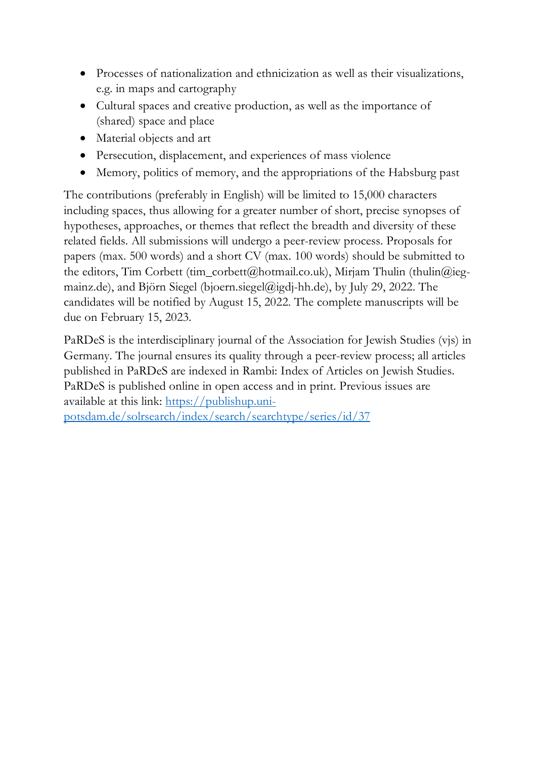- Processes of nationalization and ethnicization as well as their visualizations, e.g. in maps and cartography
- Cultural spaces and creative production, as well as the importance of (shared) space and place
- Material objects and art
- Persecution, displacement, and experiences of mass violence
- Memory, politics of memory, and the appropriations of the Habsburg past

The contributions (preferably in English) will be limited to 15,000 characters including spaces, thus allowing for a greater number of short, precise synopses of hypotheses, approaches, or themes that reflect the breadth and diversity of these related fields. All submissions will undergo a peer-review process. Proposals for papers (max. 500 words) and a short CV (max. 100 words) should be submitted to the editors, Tim Corbett (tim_corbett@hotmail.co.uk), Mirjam Thulin (thulin@ieg-mainz.de), and Björn Siegel (bjoern.siegel@igdj-hh.de), by July 29, 2022. The candidates will be notified by August 15, 2022. The complete manuscripts will be due on February 15, 2023.

PaRDeS is the interdisciplinary journal of the Association for Jewish Studies (vjs) in Germany. The journal ensures its quality through a peer-review process; all articles published in PaRDeS are indexed in Rambi: Index of Articles on Jewish Studies. PaRDeS is published online in open access and in print. Previous issues are available at this link: [https://publishup.uni-potsdam.de/solrsearch/index/search/searchtype/series/id/37](https://publishup.uni-potsdam.de/solrsearch/index/search/searchtype/series/id/37)